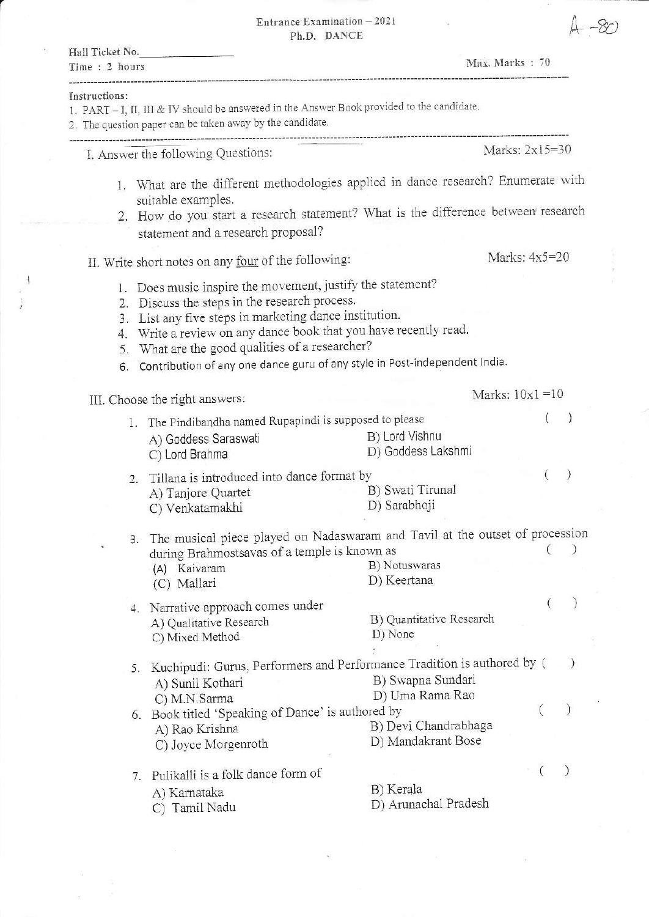Entrance Examination – 2021

Ph.D. DANCE

A-80

Hall Ticket No.\_\_\_\_\_\_\_\_\_\_\_\_\_\_\_

Time : 2 hours

Max. Marks : 70

---

Instructions:

1. PART – I, II, III & IV should be answered in the Answer Book provided to the candidate.
2. The question paper can be taken away by the candidate.

---

## I. Answer the following Questions:

Marks: 2x15=30

1. What are the different methodologies applied in dance research? Enumerate with suitable examples.
2. How do you start a research statement? What is the difference between research statement and a research proposal?

## II. Write short notes on any four of the following:

Marks: 4x5=20

1. Does music inspire the movement, justify the statement?
2. Discuss the steps in the research process.
3. List any five steps in marketing dance institution.
4. Write a review on any dance book that you have recently read.
5. What are the good qualities of a researcher?
6. Contribution of any one dance guru of any style in Post-independent India.

## III. Choose the right answers:

Marks: 10x1 =10

1. The Pindibandha named Rupapindi is supposed to please ( )
   A) Goddess Saraswati  
   B) Lord Vishnu  
   C) Lord Brahma  
   D) Goddess Lakshmi

2. Tillana is introduced into dance format by ( )
   A) Tanjore Quartet  
   B) Swati Tirunal  
   C) Venkatamakhi  
   D) Sarabhoji

3. The musical piece played on Nadaswaram and Tavil at the outset of procession during Brahmostsavas of a temple is known as ( )
   (A) Kaivaram  
   B) Notuswaras  
   (C) Mallari  
   D) Keertana

4. Narrative approach comes under ( )
   A) Qualitative Research  
   B) Quantitative Research  
   C) Mixed Method  
   D) None

5. Kuchipudi: Gurus, Performers and Performance Tradition is authored by ( )
   A) Sunil Kothari  
   B) Swapna Sundari  
   C) M.N.Sarma  
   D) Uma Rama Rao

6. Book titled 'Speaking of Dance' is authored by ( )
   A) Rao Krishna  
   B) Devi Chandrabhaga  
   C) Joyce Morgenroth  
   D) Mandakrant Bose

7. Pulikalli is a folk dance form of ( )
   A) Karnataka  
   B) Kerala  
   C) Tamil Nadu  
   D) Arunachal Pradesh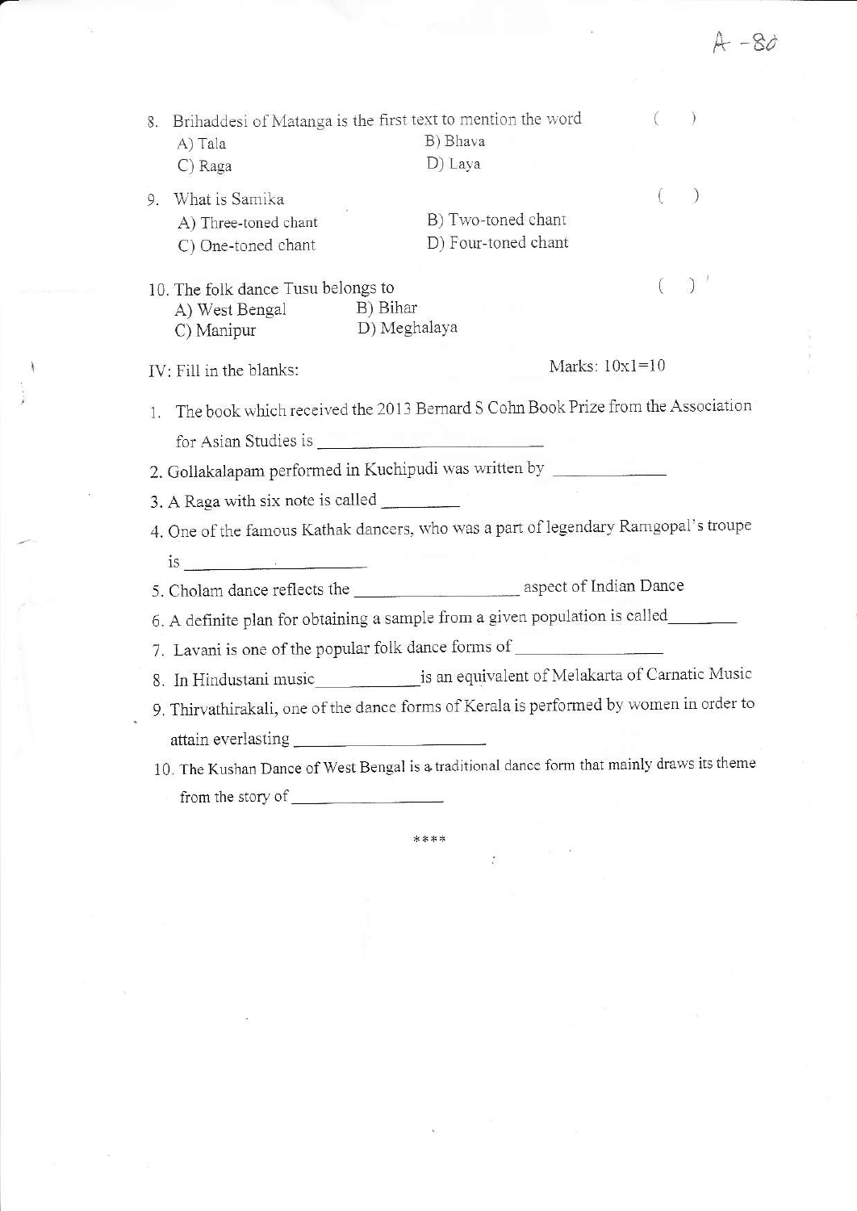A -80

8. Brihaddesi of Matanga is the first text to mention the word ( )
   A) Tala B) Bhava
   C) Raga D) Laya

9. What is Samika ( )
   A) Three-toned chant B) Two-toned chant
   C) One-toned chant D) Four-toned chant

10. The folk dance Tusu belongs to ( )
    A) West Bengal B) Bihar
    C) Manipur D) Meghalaya

IV: Fill in the blanks: Marks: 10x1=10

1. The book which received the 2013 Bernard S Cohn Book Prize from the Association for Asian Studies is ____________________
2. Gollakalapam performed in Kuchipudi was written by __________
3. A Raga with six note is called ________
4. One of the famous Kathak dancers, who was a part of legendary Ramgopal's troupe is ________________
5. Cholam dance reflects the ______________ aspect of Indian Dance
6. A definite plan for obtaining a sample from a given population is called________
7. Lavani is one of the popular folk dance forms of ______________
8. In Hindustani music__________is an equivalent of Melakarta of Carnatic Music
9. Thirvathirakali, one of the dance forms of Kerala is performed by women in order to attain everlasting ________________
10. The Kushan Dance of West Bengal is a traditional dance form that mainly draws its theme from the story of ______________

****